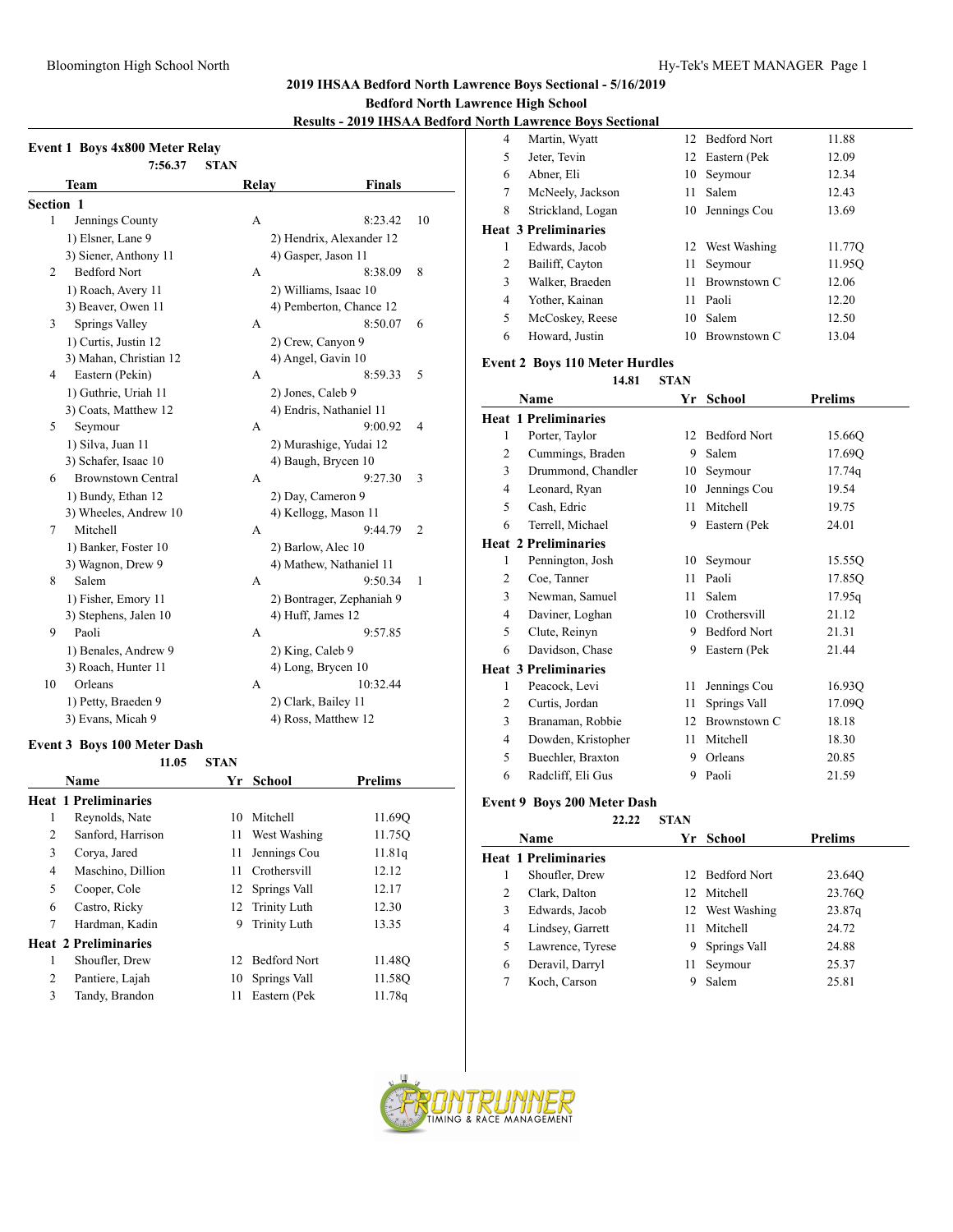## 2019 IHSAA Bedford North Lawrence Boys Sectional - 5/16/2019

**Bedford North Lawrence High School**

**Results - 2019 IHSAA Bedford North Lawrence Boys Sectional**

### Event 1 Boys 4x800 Meter Relay

7:56.37 STAN

| | Team | Relay | Finals | |
|---|---|---|---|---|
| **Section 1** | | | | |
| 1 | Jennings County | A | 8:23.42 | 10 |
| | 1) Elsner, Lane 9 | 2) Hendrix, Alexander 12 | | |
| | 3) Siener, Anthony 11 | 4) Gasper, Jason 11 | | |
| 2 | Bedford Nort | A | 8:38.09 | 8 |
| | 1) Roach, Avery 11 | 2) Williams, Isaac 10 | | |
| | 3) Beaver, Owen 11 | 4) Pemberton, Chance 12 | | |
| 3 | Springs Valley | A | 8:50.07 | 6 |
| | 1) Curtis, Justin 12 | 2) Crew, Canyon 9 | | |
| | 3) Mahan, Christian 12 | 4) Angel, Gavin 10 | | |
| 4 | Eastern (Pekin) | A | 8:59.33 | 5 |
| | 1) Guthrie, Uriah 11 | 2) Jones, Caleb 9 | | |
| | 3) Coats, Matthew 12 | 4) Endris, Nathaniel 11 | | |
| 5 | Seymour | A | 9:00.92 | 4 |
| | 1) Silva, Juan 11 | 2) Murashige, Yudai 12 | | |
| | 3) Schafer, Isaac 10 | 4) Baugh, Brycen 10 | | |
| 6 | Brownstown Central | A | 9:27.30 | 3 |
| | 1) Bundy, Ethan 12 | 2) Day, Cameron 9 | | |
| | 3) Wheeles, Andrew 10 | 4) Kellogg, Mason 11 | | |
| 7 | Mitchell | A | 9:44.79 | 2 |
| | 1) Banker, Foster 10 | 2) Barlow, Alec 10 | | |
| | 3) Wagnon, Drew 9 | 4) Mathew, Nathaniel 11 | | |
| 8 | Salem | A | 9:50.34 | 1 |
| | 1) Fisher, Emory 11 | 2) Bontrager, Zephaniah 9 | | |
| | 3) Stephens, Jalen 10 | 4) Huff, James 12 | | |
| 9 | Paoli | A | 9:57.85 | |
| | 1) Benales, Andrew 9 | 2) King, Caleb 9 | | |
| | 3) Roach, Hunter 11 | 4) Long, Brycen 10 | | |
| 10 | Orleans | A | 10:32.44 | |
| | 1) Petty, Braeden 9 | 2) Clark, Bailey 11 | | |
| | 3) Evans, Micah 9 | 4) Ross, Matthew 12 | | |

### Event 3 Boys 100 Meter Dash

11.05 STAN

| | Name | Yr | School | Prelims |
|---|---|---|---|---|
| **Heat 1 Preliminaries** | | | | |
| 1 | Reynolds, Nate | 10 | Mitchell | 11.69Q |
| 2 | Sanford, Harrison | 11 | West Washing | 11.75Q |
| 3 | Corya, Jared | 11 | Jennings Cou | 11.81q |
| 4 | Maschino, Dillion | 11 | Crothersvill | 12.12 |
| 5 | Cooper, Cole | 12 | Springs Vall | 12.17 |
| 6 | Castro, Ricky | 12 | Trinity Luth | 12.30 |
| 7 | Hardman, Kadin | 9 | Trinity Luth | 13.35 |
| **Heat 2 Preliminaries** | | | | |
| 1 | Shoufler, Drew | 12 | Bedford Nort | 11.48Q |
| 2 | Pantiere, Lajah | 10 | Springs Vall | 11.58Q |
| 3 | Tandy, Brandon | 11 | Eastern (Pek | 11.78q |
| 4 | Martin, Wyatt | 12 | Bedford Nort | 11.88 |
| 5 | Jeter, Tevin | 12 | Eastern (Pek | 12.09 |
| 6 | Abner, Eli | 10 | Seymour | 12.34 |
| 7 | McNeely, Jackson | 11 | Salem | 12.43 |
| 8 | Strickland, Logan | 10 | Jennings Cou | 13.69 |
| **Heat 3 Preliminaries** | | | | |
| 1 | Edwards, Jacob | 12 | West Washing | 11.77Q |
| 2 | Bailiff, Cayton | 11 | Seymour | 11.95Q |
| 3 | Walker, Braeden | 11 | Brownstown C | 12.06 |
| 4 | Yother, Kainan | 11 | Paoli | 12.20 |
| 5 | McCoskey, Reese | 10 | Salem | 12.50 |
| 6 | Howard, Justin | 10 | Brownstown C | 13.04 |

### Event 2 Boys 110 Meter Hurdles

14.81 STAN

| | Name | Yr | School | Prelims |
|---|---|---|---|---|
| **Heat 1 Preliminaries** | | | | |
| 1 | Porter, Taylor | 12 | Bedford Nort | 15.66Q |
| 2 | Cummings, Braden | 9 | Salem | 17.69Q |
| 3 | Drummond, Chandler | 10 | Seymour | 17.74q |
| 4 | Leonard, Ryan | 10 | Jennings Cou | 19.54 |
| 5 | Cash, Edric | 11 | Mitchell | 19.75 |
| 6 | Terrell, Michael | 9 | Eastern (Pek | 24.01 |
| **Heat 2 Preliminaries** | | | | |
| 1 | Pennington, Josh | 10 | Seymour | 15.55Q |
| 2 | Coe, Tanner | 11 | Paoli | 17.85Q |
| 3 | Newman, Samuel | 11 | Salem | 17.95q |
| 4 | Daviner, Loghan | 10 | Crothersvill | 21.12 |
| 5 | Clute, Reinyn | 9 | Bedford Nort | 21.31 |
| 6 | Davidson, Chase | 9 | Eastern (Pek | 21.44 |
| **Heat 3 Preliminaries** | | | | |
| 1 | Peacock, Levi | 11 | Jennings Cou | 16.93Q |
| 2 | Curtis, Jordan | 11 | Springs Vall | 17.09Q |
| 3 | Branaman, Robbie | 12 | Brownstown C | 18.18 |
| 4 | Dowden, Kristopher | 11 | Mitchell | 18.30 |
| 5 | Buechler, Braxton | 9 | Orleans | 20.85 |
| 6 | Radcliff, Eli Gus | 9 | Paoli | 21.59 |

### Event 9 Boys 200 Meter Dash

22.22 STAN

| | Name | Yr | School | Prelims |
|---|---|---|---|---|
| **Heat 1 Preliminaries** | | | | |
| 1 | Shoufler, Drew | 12 | Bedford Nort | 23.64Q |
| 2 | Clark, Dalton | 12 | Mitchell | 23.76Q |
| 3 | Edwards, Jacob | 12 | West Washing | 23.87q |
| 4 | Lindsey, Garrett | 11 | Mitchell | 24.72 |
| 5 | Lawrence, Tyrese | 9 | Springs Vall | 24.88 |
| 6 | Deravil, Darryl | 11 | Seymour | 25.37 |
| 7 | Koch, Carson | 9 | Salem | 25.81 |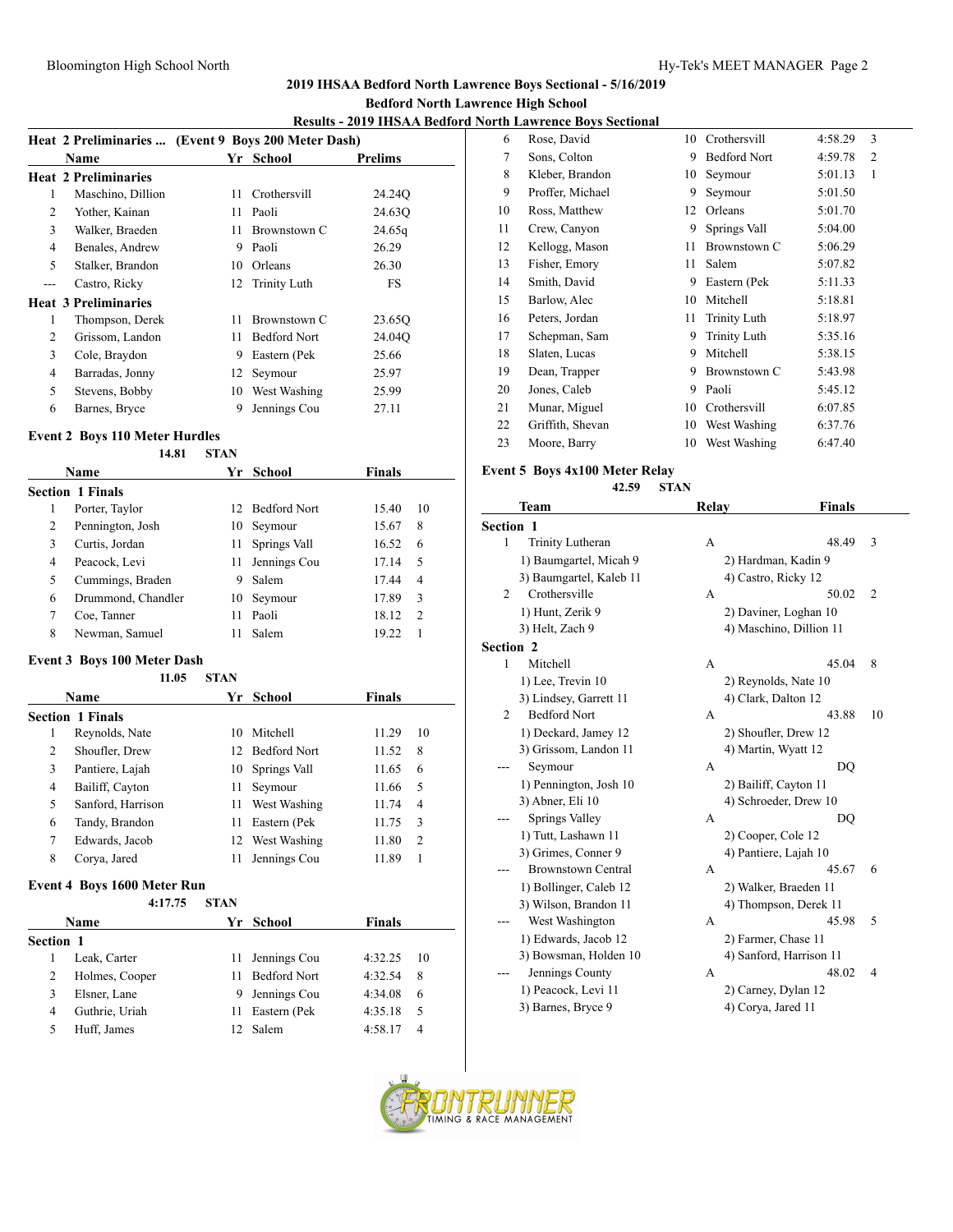## 2019 IHSAA Bedford North Lawrence Boys Sectional - 5/16/2019

**Bedford North Lawrence High School**

**Results - 2019 IHSAA Bedford North Lawrence Boys Sectional**

### Heat 2 Preliminaries ... (Event 9 Boys 200 Meter Dash)

| | Name | Yr | School | Prelims |
|---|---|---|---|---|
| **Heat 2 Preliminaries** | | | | |
| 1 | Maschino, Dillion | 11 | Crothersvill | 24.24Q |
| 2 | Yother, Kainan | 11 | Paoli | 24.63Q |
| 3 | Walker, Braeden | 11 | Brownstown C | 24.65q |
| 4 | Benales, Andrew | 9 | Paoli | 26.29 |
| 5 | Stalker, Brandon | 10 | Orleans | 26.30 |
| --- | Castro, Ricky | 12 | Trinity Luth | FS |
| **Heat 3 Preliminaries** | | | | |
| 1 | Thompson, Derek | 11 | Brownstown C | 23.65Q |
| 2 | Grissom, Landon | 11 | Bedford Nort | 24.04Q |
| 3 | Cole, Braydon | 9 | Eastern (Pek | 25.66 |
| 4 | Barradas, Jonny | 12 | Seymour | 25.97 |
| 5 | Stevens, Bobby | 10 | West Washing | 25.99 |
| 6 | Barnes, Bryce | 9 | Jennings Cou | 27.11 |

### Event 2 Boys 110 Meter Hurdles

14.81 STAN

| | Name | Yr | School | Finals | |
|---|---|---|---|---|---|
| **Section 1 Finals** | | | | | |
| 1 | Porter, Taylor | 12 | Bedford Nort | 15.40 | 10 |
| 2 | Pennington, Josh | 10 | Seymour | 15.67 | 8 |
| 3 | Curtis, Jordan | 11 | Springs Vall | 16.52 | 6 |
| 4 | Peacock, Levi | 11 | Jennings Cou | 17.14 | 5 |
| 5 | Cummings, Braden | 9 | Salem | 17.44 | 4 |
| 6 | Drummond, Chandler | 10 | Seymour | 17.89 | 3 |
| 7 | Coe, Tanner | 11 | Paoli | 18.12 | 2 |
| 8 | Newman, Samuel | 11 | Salem | 19.22 | 1 |

### Event 3 Boys 100 Meter Dash

11.05 STAN

| | Name | Yr | School | Finals | |
|---|---|---|---|---|---|
| **Section 1 Finals** | | | | | |
| 1 | Reynolds, Nate | 10 | Mitchell | 11.29 | 10 |
| 2 | Shoufler, Drew | 12 | Bedford Nort | 11.52 | 8 |
| 3 | Pantiere, Lajah | 10 | Springs Vall | 11.65 | 6 |
| 4 | Bailiff, Cayton | 11 | Seymour | 11.66 | 5 |
| 5 | Sanford, Harrison | 11 | West Washing | 11.74 | 4 |
| 6 | Tandy, Brandon | 11 | Eastern (Pek | 11.75 | 3 |
| 7 | Edwards, Jacob | 12 | West Washing | 11.80 | 2 |
| 8 | Corya, Jared | 11 | Jennings Cou | 11.89 | 1 |

### Event 4 Boys 1600 Meter Run

4:17.75 STAN

| | Name | Yr | School | Finals | |
|---|---|---|---|---|---|
| **Section 1** | | | | | |
| 1 | Leak, Carter | 11 | Jennings Cou | 4:32.25 | 10 |
| 2 | Holmes, Cooper | 11 | Bedford Nort | 4:32.54 | 8 |
| 3 | Elsner, Lane | 9 | Jennings Cou | 4:34.08 | 6 |
| 4 | Guthrie, Uriah | 11 | Eastern (Pek | 4:35.18 | 5 |
| 5 | Huff, James | 12 | Salem | 4:58.17 | 4 |
| 6 | Rose, David | 10 | Crothersvill | 4:58.29 | 3 |
| 7 | Sons, Colton | 9 | Bedford Nort | 4:59.78 | 2 |
| 8 | Kleber, Brandon | 10 | Seymour | 5:01.13 | 1 |
| 9 | Proffer, Michael | 9 | Seymour | 5:01.50 | |
| 10 | Ross, Matthew | 12 | Orleans | 5:01.70 | |
| 11 | Crew, Canyon | 9 | Springs Vall | 5:04.00 | |
| 12 | Kellogg, Mason | 11 | Brownstown C | 5:06.29 | |
| 13 | Fisher, Emory | 11 | Salem | 5:07.82 | |
| 14 | Smith, David | 9 | Eastern (Pek | 5:11.33 | |
| 15 | Barlow, Alec | 10 | Mitchell | 5:18.81 | |
| 16 | Peters, Jordan | 11 | Trinity Luth | 5:18.97 | |
| 17 | Schepman, Sam | 9 | Trinity Luth | 5:35.16 | |
| 18 | Slaten, Lucas | 9 | Mitchell | 5:38.15 | |
| 19 | Dean, Trapper | 9 | Brownstown C | 5:43.98 | |
| 20 | Jones, Caleb | 9 | Paoli | 5:45.12 | |
| 21 | Munar, Miguel | 10 | Crothersvill | 6:07.85 | |
| 22 | Griffith, Shevan | 10 | West Washing | 6:37.76 | |
| 23 | Moore, Barry | 10 | West Washing | 6:47.40 | |

### Event 5 Boys 4x100 Meter Relay

42.59 STAN

| | Team | Relay | Finals | |
|---|---|---|---|---|
| **Section 1** | | | | |
| 1 | Trinity Lutheran | A | 48.49 | 3 |
| | 1) Baumgartel, Micah 9 | 2) Hardman, Kadin 9 | | |
| | 3) Baumgartel, Kaleb 11 | 4) Castro, Ricky 12 | | |
| 2 | Crothersville | A | 50.02 | 2 |
| | 1) Hunt, Zerik 9 | 2) Daviner, Loghan 10 | | |
| | 3) Helt, Zach 9 | 4) Maschino, Dillion 11 | | |
| **Section 2** | | | | |
| 1 | Mitchell | A | 45.04 | 8 |
| | 1) Lee, Trevin 10 | 2) Reynolds, Nate 10 | | |
| | 3) Lindsey, Garrett 11 | 4) Clark, Dalton 12 | | |
| 2 | Bedford Nort | A | 43.88 | 10 |
| | 1) Deckard, Jamey 12 | 2) Shoufler, Drew 12 | | |
| | 3) Grissom, Landon 11 | 4) Martin, Wyatt 12 | | |
| --- | Seymour | A | DQ | |
| | 1) Pennington, Josh 10 | 2) Bailiff, Cayton 11 | | |
| | 3) Abner, Eli 10 | 4) Schroeder, Drew 10 | | |
| --- | Springs Valley | A | DQ | |
| | 1) Tutt, Lashawn 11 | 2) Cooper, Cole 12 | | |
| | 3) Grimes, Conner 9 | 4) Pantiere, Lajah 10 | | |
| --- | Brownstown Central | A | 45.67 | 6 |
| | 1) Bollinger, Caleb 12 | 2) Walker, Braeden 11 | | |
| | 3) Wilson, Brandon 11 | 4) Thompson, Derek 11 | | |
| --- | West Washington | A | 45.98 | 5 |
| | 1) Edwards, Jacob 12 | 2) Farmer, Chase 11 | | |
| | 3) Bowsman, Holden 10 | 4) Sanford, Harrison 11 | | |
| --- | Jennings County | A | 48.02 | 4 |
| | 1) Peacock, Levi 11 | 2) Carney, Dylan 12 | | |
| | 3) Barnes, Bryce 9 | 4) Corya, Jared 11 | | |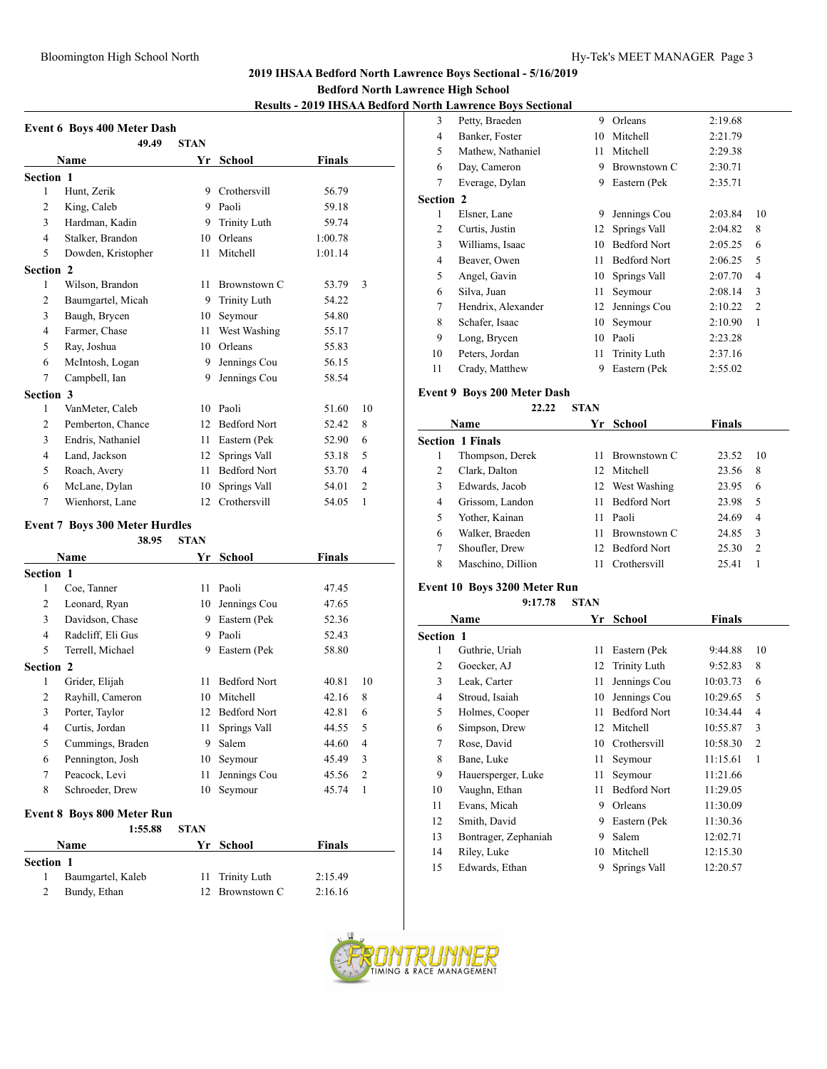## 2019 IHSAA Bedford North Lawrence Boys Sectional - 5/16/2019

**Bedford North Lawrence High School**

**Results - 2019 IHSAA Bedford North Lawrence Boys Sectional**

### Event 6 Boys 400 Meter Dash

49.49 STAN

| | Name | Yr | School | Finals | |
|---|---|---|---|---|---|
| **Section 1** | | | | | |
| 1 | Hunt, Zerik | 9 | Crothersvill | 56.79 | |
| 2 | King, Caleb | 9 | Paoli | 59.18 | |
| 3 | Hardman, Kadin | 9 | Trinity Luth | 59.74 | |
| 4 | Stalker, Brandon | 10 | Orleans | 1:00.78 | |
| 5 | Dowden, Kristopher | 11 | Mitchell | 1:01.14 | |
| **Section 2** | | | | | |
| 1 | Wilson, Brandon | 11 | Brownstown C | 53.79 | 3 |
| 2 | Baumgartel, Micah | 9 | Trinity Luth | 54.22 | |
| 3 | Baugh, Brycen | 10 | Seymour | 54.80 | |
| 4 | Farmer, Chase | 11 | West Washing | 55.17 | |
| 5 | Ray, Joshua | 10 | Orleans | 55.83 | |
| 6 | McIntosh, Logan | 9 | Jennings Cou | 56.15 | |
| 7 | Campbell, Ian | 9 | Jennings Cou | 58.54 | |
| **Section 3** | | | | | |
| 1 | VanMeter, Caleb | 10 | Paoli | 51.60 | 10 |
| 2 | Pemberton, Chance | 12 | Bedford Nort | 52.42 | 8 |
| 3 | Endris, Nathaniel | 11 | Eastern (Pek | 52.90 | 6 |
| 4 | Land, Jackson | 12 | Springs Vall | 53.18 | 5 |
| 5 | Roach, Avery | 11 | Bedford Nort | 53.70 | 4 |
| 6 | McLane, Dylan | 10 | Springs Vall | 54.01 | 2 |
| 7 | Wienhorst, Lane | 12 | Crothersvill | 54.05 | 1 |

### Event 7 Boys 300 Meter Hurdles

38.95 STAN

| | Name | Yr | School | Finals | |
|---|---|---|---|---|---|
| **Section 1** | | | | | |
| 1 | Coe, Tanner | 11 | Paoli | 47.45 | |
| 2 | Leonard, Ryan | 10 | Jennings Cou | 47.65 | |
| 3 | Davidson, Chase | 9 | Eastern (Pek | 52.36 | |
| 4 | Radcliff, Eli Gus | 9 | Paoli | 52.43 | |
| 5 | Terrell, Michael | 9 | Eastern (Pek | 58.80 | |
| **Section 2** | | | | | |
| 1 | Grider, Elijah | 11 | Bedford Nort | 40.81 | 10 |
| 2 | Rayhill, Cameron | 10 | Mitchell | 42.16 | 8 |
| 3 | Porter, Taylor | 12 | Bedford Nort | 42.81 | 6 |
| 4 | Curtis, Jordan | 11 | Springs Vall | 44.55 | 5 |
| 5 | Cummings, Braden | 9 | Salem | 44.60 | 4 |
| 6 | Pennington, Josh | 10 | Seymour | 45.49 | 3 |
| 7 | Peacock, Levi | 11 | Jennings Cou | 45.56 | 2 |
| 8 | Schroeder, Drew | 10 | Seymour | 45.74 | 1 |

### Event 8 Boys 800 Meter Run

1:55.88 STAN

| | Name | Yr | School | Finals | |
|---|---|---|---|---|---|
| **Section 1** | | | | | |
| 1 | Baumgartel, Kaleb | 11 | Trinity Luth | 2:15.49 | |
| 2 | Bundy, Ethan | 12 | Brownstown C | 2:16.16 | |
| 3 | Petty, Braeden | 9 | Orleans | 2:19.68 | |
| 4 | Banker, Foster | 10 | Mitchell | 2:21.79 | |
| 5 | Mathew, Nathaniel | 11 | Mitchell | 2:29.38 | |
| 6 | Day, Cameron | 9 | Brownstown C | 2:30.71 | |
| 7 | Everage, Dylan | 9 | Eastern (Pek | 2:35.71 | |
| **Section 2** | | | | | |
| 1 | Elsner, Lane | 9 | Jennings Cou | 2:03.84 | 10 |
| 2 | Curtis, Justin | 12 | Springs Vall | 2:04.82 | 8 |
| 3 | Williams, Isaac | 10 | Bedford Nort | 2:05.25 | 6 |
| 4 | Beaver, Owen | 11 | Bedford Nort | 2:06.25 | 5 |
| 5 | Angel, Gavin | 10 | Springs Vall | 2:07.70 | 4 |
| 6 | Silva, Juan | 11 | Seymour | 2:08.14 | 3 |
| 7 | Hendrix, Alexander | 12 | Jennings Cou | 2:10.22 | 2 |
| 8 | Schafer, Isaac | 10 | Seymour | 2:10.90 | 1 |
| 9 | Long, Brycen | 10 | Paoli | 2:23.28 | |
| 10 | Peters, Jordan | 11 | Trinity Luth | 2:37.16 | |
| 11 | Crady, Matthew | 9 | Eastern (Pek | 2:55.02 | |

### Event 9 Boys 200 Meter Dash

22.22 STAN

| | Name | Yr | School | Finals | |
|---|---|---|---|---|---|
| **Section 1 Finals** | | | | | |
| 1 | Thompson, Derek | 11 | Brownstown C | 23.52 | 10 |
| 2 | Clark, Dalton | 12 | Mitchell | 23.56 | 8 |
| 3 | Edwards, Jacob | 12 | West Washing | 23.95 | 6 |
| 4 | Grissom, Landon | 11 | Bedford Nort | 23.98 | 5 |
| 5 | Yother, Kainan | 11 | Paoli | 24.69 | 4 |
| 6 | Walker, Braeden | 11 | Brownstown C | 24.85 | 3 |
| 7 | Shoufler, Drew | 12 | Bedford Nort | 25.30 | 2 |
| 8 | Maschino, Dillion | 11 | Crothersvill | 25.41 | 1 |

### Event 10 Boys 3200 Meter Run

9:17.78 STAN

| | Name | Yr | School | Finals | |
|---|---|---|---|---|---|
| **Section 1** | | | | | |
| 1 | Guthrie, Uriah | 11 | Eastern (Pek | 9:44.88 | 10 |
| 2 | Goecker, AJ | 12 | Trinity Luth | 9:52.83 | 8 |
| 3 | Leak, Carter | 11 | Jennings Cou | 10:03.73 | 6 |
| 4 | Stroud, Isaiah | 10 | Jennings Cou | 10:29.65 | 5 |
| 5 | Holmes, Cooper | 11 | Bedford Nort | 10:34.44 | 4 |
| 6 | Simpson, Drew | 12 | Mitchell | 10:55.87 | 3 |
| 7 | Rose, David | 10 | Crothersvill | 10:58.30 | 2 |
| 8 | Bane, Luke | 11 | Seymour | 11:15.61 | 1 |
| 9 | Hauersperger, Luke | 11 | Seymour | 11:21.66 | |
| 10 | Vaughn, Ethan | 11 | Bedford Nort | 11:29.05 | |
| 11 | Evans, Micah | 9 | Orleans | 11:30.09 | |
| 12 | Smith, David | 9 | Eastern (Pek | 11:30.36 | |
| 13 | Bontrager, Zephaniah | 9 | Salem | 12:02.71 | |
| 14 | Riley, Luke | 10 | Mitchell | 12:15.30 | |
| 15 | Edwards, Ethan | 9 | Springs Vall | 12:20.57 | |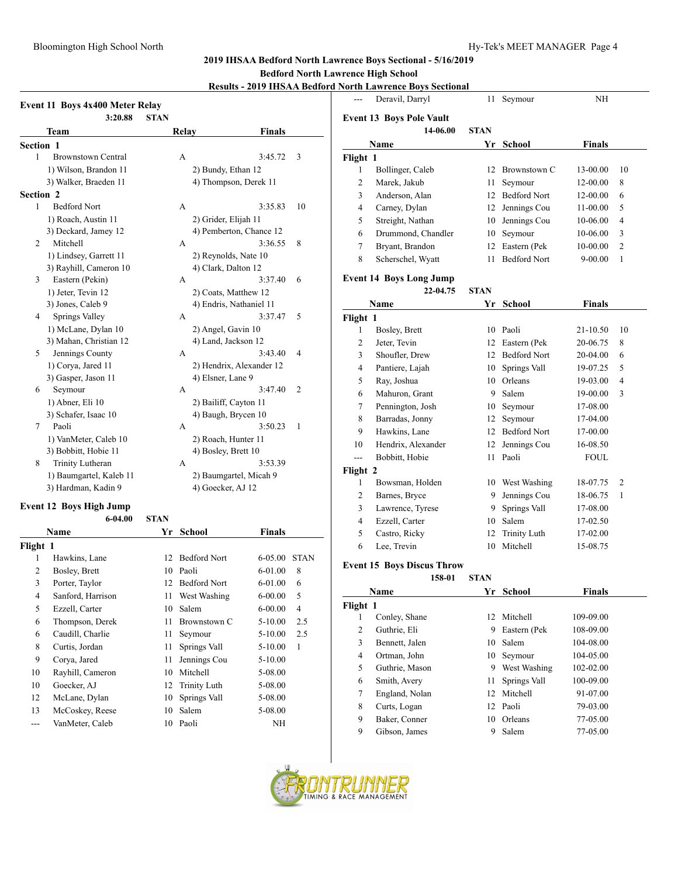## 2019 IHSAA Bedford North Lawrence Boys Sectional - 5/16/2019

**Bedford North Lawrence High School**

**Results - 2019 IHSAA Bedford North Lawrence Boys Sectional**

### Event 11 Boys 4x400 Meter Relay

3:20.88 STAN

| | Team | Relay | Finals | |
|---|---|---|---|---|
| **Section 1** | | | | |
| 1 | Brownstown Central | A | 3:45.72 | 3 |
| | 1) Wilson, Brandon 11 | 2) Bundy, Ethan 12 | | |
| | 3) Walker, Braeden 11 | 4) Thompson, Derek 11 | | |
| **Section 2** | | | | |
| 1 | Bedford Nort | A | 3:35.83 | 10 |
| | 1) Roach, Austin 11 | 2) Grider, Elijah 11 | | |
| | 3) Deckard, Jamey 12 | 4) Pemberton, Chance 12 | | |
| 2 | Mitchell | A | 3:36.55 | 8 |
| | 1) Lindsey, Garrett 11 | 2) Reynolds, Nate 10 | | |
| | 3) Rayhill, Cameron 10 | 4) Clark, Dalton 12 | | |
| 3 | Eastern (Pekin) | A | 3:37.40 | 6 |
| | 1) Jeter, Tevin 12 | 2) Coats, Matthew 12 | | |
| | 3) Jones, Caleb 9 | 4) Endris, Nathaniel 11 | | |
| 4 | Springs Valley | A | 3:37.47 | 5 |
| | 1) McLane, Dylan 10 | 2) Angel, Gavin 10 | | |
| | 3) Mahan, Christian 12 | 4) Land, Jackson 12 | | |
| 5 | Jennings County | A | 3:43.40 | 4 |
| | 1) Corya, Jared 11 | 2) Hendrix, Alexander 12 | | |
| | 3) Gasper, Jason 11 | 4) Elsner, Lane 9 | | |
| 6 | Seymour | A | 3:47.40 | 2 |
| | 1) Abner, Eli 10 | 2) Bailiff, Cayton 11 | | |
| | 3) Schafer, Isaac 10 | 4) Baugh, Brycen 10 | | |
| 7 | Paoli | A | 3:50.23 | 1 |
| | 1) VanMeter, Caleb 10 | 2) Roach, Hunter 11 | | |
| | 3) Bobbitt, Hobie 11 | 4) Bosley, Brett 10 | | |
| 8 | Trinity Lutheran | A | 3:53.39 | |
| | 1) Baumgartel, Kaleb 11 | 2) Baumgartel, Micah 9 | | |
| | 3) Hardman, Kadin 9 | 4) Goecker, AJ 12 | | |

### Event 12 Boys High Jump

6-04.00 STAN

| | Name | Yr | School | Finals | |
|---|---|---|---|---|---|
| **Flight 1** | | | | | |
| 1 | Hawkins, Lane | 12 | Bedford Nort | 6-05.00 | STAN |
| 2 | Bosley, Brett | 10 | Paoli | 6-01.00 | 8 |
| 3 | Porter, Taylor | 12 | Bedford Nort | 6-01.00 | 6 |
| 4 | Sanford, Harrison | 11 | West Washing | 6-00.00 | 5 |
| 5 | Ezzell, Carter | 10 | Salem | 6-00.00 | 4 |
| 6 | Thompson, Derek | 11 | Brownstown C | 5-10.00 | 2.5 |
| 6 | Caudill, Charlie | 11 | Seymour | 5-10.00 | 2.5 |
| 8 | Curtis, Jordan | 11 | Springs Vall | 5-10.00 | 1 |
| 9 | Corya, Jared | 11 | Jennings Cou | 5-10.00 | |
| 10 | Rayhill, Cameron | 10 | Mitchell | 5-08.00 | |
| 10 | Goecker, AJ | 12 | Trinity Luth | 5-08.00 | |
| 12 | McLane, Dylan | 10 | Springs Vall | 5-08.00 | |
| 13 | McCoskey, Reese | 10 | Salem | 5-08.00 | |
| --- | VanMeter, Caleb | 10 | Paoli | NH | |
| --- | Deravil, Darryl | 11 | Seymour | NH | |

### Event 13 Boys Pole Vault

14-06.00 STAN

| | Name | Yr | School | Finals | |
|---|---|---|---|---|---|
| **Flight 1** | | | | | |
| 1 | Bollinger, Caleb | 12 | Brownstown C | 13-00.00 | 10 |
| 2 | Marek, Jakub | 11 | Seymour | 12-00.00 | 8 |
| 3 | Anderson, Alan | 12 | Bedford Nort | 12-00.00 | 6 |
| 4 | Carney, Dylan | 12 | Jennings Cou | 11-00.00 | 5 |
| 5 | Streight, Nathan | 10 | Jennings Cou | 10-06.00 | 4 |
| 6 | Drummond, Chandler | 10 | Seymour | 10-06.00 | 3 |
| 7 | Bryant, Brandon | 12 | Eastern (Pek | 10-00.00 | 2 |
| 8 | Scherschel, Wyatt | 11 | Bedford Nort | 9-00.00 | 1 |

### Event 14 Boys Long Jump

22-04.75 STAN

| | Name | Yr | School | Finals | |
|---|---|---|---|---|---|
| **Flight 1** | | | | | |
| 1 | Bosley, Brett | 10 | Paoli | 21-10.50 | 10 |
| 2 | Jeter, Tevin | 12 | Eastern (Pek | 20-06.75 | 8 |
| 3 | Shoufler, Drew | 12 | Bedford Nort | 20-04.00 | 6 |
| 4 | Pantiere, Lajah | 10 | Springs Vall | 19-07.25 | 5 |
| 5 | Ray, Joshua | 10 | Orleans | 19-03.00 | 4 |
| 6 | Mahuron, Grant | 9 | Salem | 19-00.00 | 3 |
| 7 | Pennington, Josh | 10 | Seymour | 17-08.00 | |
| 8 | Barradas, Jonny | 12 | Seymour | 17-04.00 | |
| 9 | Hawkins, Lane | 12 | Bedford Nort | 17-00.00 | |
| 10 | Hendrix, Alexander | 12 | Jennings Cou | 16-08.50 | |
| --- | Bobbitt, Hobie | 11 | Paoli | FOUL | |
| **Flight 2** | | | | | |
| 1 | Bowsman, Holden | 10 | West Washing | 18-07.75 | 2 |
| 2 | Barnes, Bryce | 9 | Jennings Cou | 18-06.75 | 1 |
| 3 | Lawrence, Tyrese | 9 | Springs Vall | 17-08.00 | |
| 4 | Ezzell, Carter | 10 | Salem | 17-02.50 | |
| 5 | Castro, Ricky | 12 | Trinity Luth | 17-02.00 | |
| 6 | Lee, Trevin | 10 | Mitchell | 15-08.75 | |

### Event 15 Boys Discus Throw

158-01 STAN

| | Name | Yr | School | Finals |
|---|---|---|---|---|
| **Flight 1** | | | | |
| 1 | Conley, Shane | 12 | Mitchell | 109-09.00 |
| 2 | Guthrie, Eli | 9 | Eastern (Pek | 108-09.00 |
| 3 | Bennett, Jalen | 10 | Salem | 104-08.00 |
| 4 | Ortman, John | 10 | Seymour | 104-05.00 |
| 5 | Guthrie, Mason | 9 | West Washing | 102-02.00 |
| 6 | Smith, Avery | 11 | Springs Vall | 100-09.00 |
| 7 | England, Nolan | 12 | Mitchell | 91-07.00 |
| 8 | Curts, Logan | 12 | Paoli | 79-03.00 |
| 9 | Baker, Conner | 10 | Orleans | 77-05.00 |
| 9 | Gibson, James | 9 | Salem | 77-05.00 |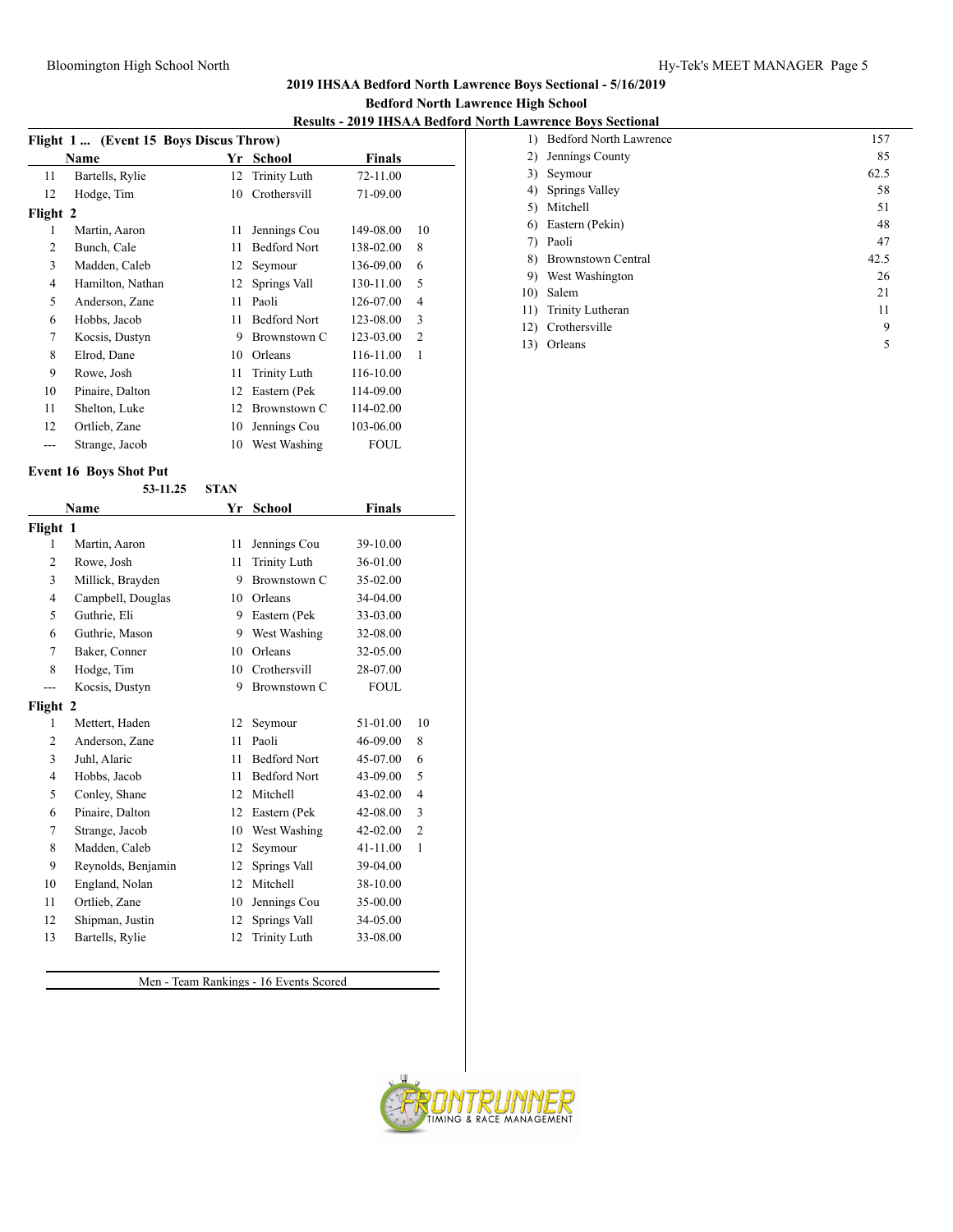## 2019 IHSAA Bedford North Lawrence Boys Sectional - 5/16/2019

### Bedford North Lawrence High School

### Results - 2019 IHSAA Bedford North Lawrence Boys Sectional

**Flight 1 ... (Event 15 Boys Discus Throw)**

| | Name | Yr | School | Finals | |
|---|---|---|---|---|---|
| 11 | Bartells, Rylie | 12 | Trinity Luth | 72-11.00 | |
| 12 | Hodge, Tim | 10 | Crothersvill | 71-09.00 | |
| **Flight 2** | | | | | |
| 1 | Martin, Aaron | 11 | Jennings Cou | 149-08.00 | 10 |
| 2 | Bunch, Cale | 11 | Bedford Nort | 138-02.00 | 8 |
| 3 | Madden, Caleb | 12 | Seymour | 136-09.00 | 6 |
| 4 | Hamilton, Nathan | 12 | Springs Vall | 130-11.00 | 5 |
| 5 | Anderson, Zane | 11 | Paoli | 126-07.00 | 4 |
| 6 | Hobbs, Jacob | 11 | Bedford Nort | 123-08.00 | 3 |
| 7 | Kocsis, Dustyn | 9 | Brownstown C | 123-03.00 | 2 |
| 8 | Elrod, Dane | 10 | Orleans | 116-11.00 | 1 |
| 9 | Rowe, Josh | 11 | Trinity Luth | 116-10.00 | |
| 10 | Pinaire, Dalton | 12 | Eastern (Pek | 114-09.00 | |
| 11 | Shelton, Luke | 12 | Brownstown C | 114-02.00 | |
| 12 | Ortlieb, Zane | 10 | Jennings Cou | 103-06.00 | |
| --- | Strange, Jacob | 10 | West Washing | FOUL | |

**Event 16 Boys Shot Put**

53-11.25 STAN

| | Name | Yr | School | Finals | |
|---|---|---|---|---|---|
| **Flight 1** | | | | | |
| 1 | Martin, Aaron | 11 | Jennings Cou | 39-10.00 | |
| 2 | Rowe, Josh | 11 | Trinity Luth | 36-01.00 | |
| 3 | Millick, Brayden | 9 | Brownstown C | 35-02.00 | |
| 4 | Campbell, Douglas | 10 | Orleans | 34-04.00 | |
| 5 | Guthrie, Eli | 9 | Eastern (Pek | 33-03.00 | |
| 6 | Guthrie, Mason | 9 | West Washing | 32-08.00 | |
| 7 | Baker, Conner | 10 | Orleans | 32-05.00 | |
| 8 | Hodge, Tim | 10 | Crothersvill | 28-07.00 | |
| --- | Kocsis, Dustyn | 9 | Brownstown C | FOUL | |
| **Flight 2** | | | | | |
| 1 | Mettert, Haden | 12 | Seymour | 51-01.00 | 10 |
| 2 | Anderson, Zane | 11 | Paoli | 46-09.00 | 8 |
| 3 | Juhl, Alaric | 11 | Bedford Nort | 45-07.00 | 6 |
| 4 | Hobbs, Jacob | 11 | Bedford Nort | 43-09.00 | 5 |
| 5 | Conley, Shane | 12 | Mitchell | 43-02.00 | 4 |
| 6 | Pinaire, Dalton | 12 | Eastern (Pek | 42-08.00 | 3 |
| 7 | Strange, Jacob | 10 | West Washing | 42-02.00 | 2 |
| 8 | Madden, Caleb | 12 | Seymour | 41-11.00 | 1 |
| 9 | Reynolds, Benjamin | 12 | Springs Vall | 39-04.00 | |
| 10 | England, Nolan | 12 | Mitchell | 38-10.00 | |
| 11 | Ortlieb, Zane | 10 | Jennings Cou | 35-00.00 | |
| 12 | Shipman, Justin | 12 | Springs Vall | 34-05.00 | |
| 13 | Bartells, Rylie | 12 | Trinity Luth | 33-08.00 | |

**Men - Team Rankings - 16 Events Scored**

| | | |
|---|---|---|
| 1) | Bedford North Lawrence | 157 |
| 2) | Jennings County | 85 |
| 3) | Seymour | 62.5 |
| 4) | Springs Valley | 58 |
| 5) | Mitchell | 51 |
| 6) | Eastern (Pekin) | 48 |
| 7) | Paoli | 47 |
| 8) | Brownstown Central | 42.5 |
| 9) | West Washington | 26 |
| 10) | Salem | 21 |
| 11) | Trinity Lutheran | 11 |
| 12) | Crothersville | 9 |
| 13) | Orleans | 5 |